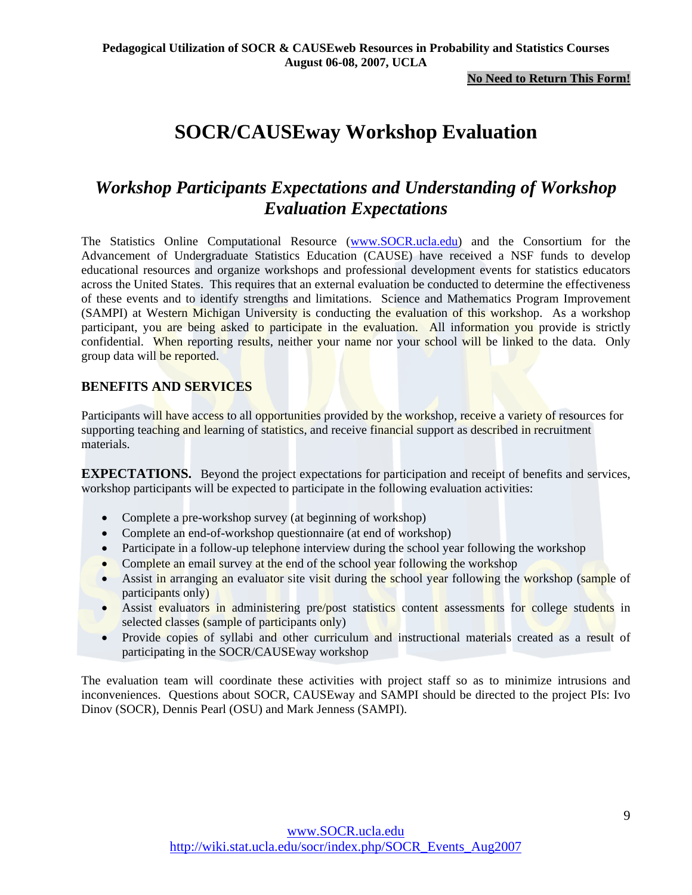**Pedagogical Utilization of SOCR & CAUSEweb Resources in Probability and Statistics Courses**
**August 06-08, 2007, UCLA**

**No Need to Return This Form!**

# SOCR/CAUSEway Workshop Evaluation

## *Workshop Participants Expectations and Understanding of Workshop Evaluation Expectations*

The Statistics Online Computational Resource (www.SOCR.ucla.edu) and the Consortium for the Advancement of Undergraduate Statistics Education (CAUSE) have received a NSF funds to develop educational resources and organize workshops and professional development events for statistics educators across the United States. This requires that an external evaluation be conducted to determine the effectiveness of these events and to identify strengths and limitations. Science and Mathematics Program Improvement (SAMPI) at Western Michigan University is conducting the evaluation of this workshop. As a workshop participant, you are being asked to participate in the evaluation. All information you provide is strictly confidential. When reporting results, neither your name nor your school will be linked to the data. Only group data will be reported.

### BENEFITS AND SERVICES

Participants will have access to all opportunities provided by the workshop, receive a variety of resources for supporting teaching and learning of statistics, and receive financial support as described in recruitment materials.

**EXPECTATIONS.** Beyond the project expectations for participation and receipt of benefits and services, workshop participants will be expected to participate in the following evaluation activities:

- Complete a pre-workshop survey (at beginning of workshop)
- Complete an end-of-workshop questionnaire (at end of workshop)
- Participate in a follow-up telephone interview during the school year following the workshop
- Complete an email survey at the end of the school year following the workshop
- Assist in arranging an evaluator site visit during the school year following the workshop (sample of participants only)
- Assist evaluators in administering pre/post statistics content assessments for college students in selected classes (sample of participants only)
- Provide copies of syllabi and other curriculum and instructional materials created as a result of participating in the SOCR/CAUSEway workshop

The evaluation team will coordinate these activities with project staff so as to minimize intrusions and inconveniences. Questions about SOCR, CAUSEway and SAMPI should be directed to the project PIs: Ivo Dinov (SOCR), Dennis Pearl (OSU) and Mark Jenness (SAMPI).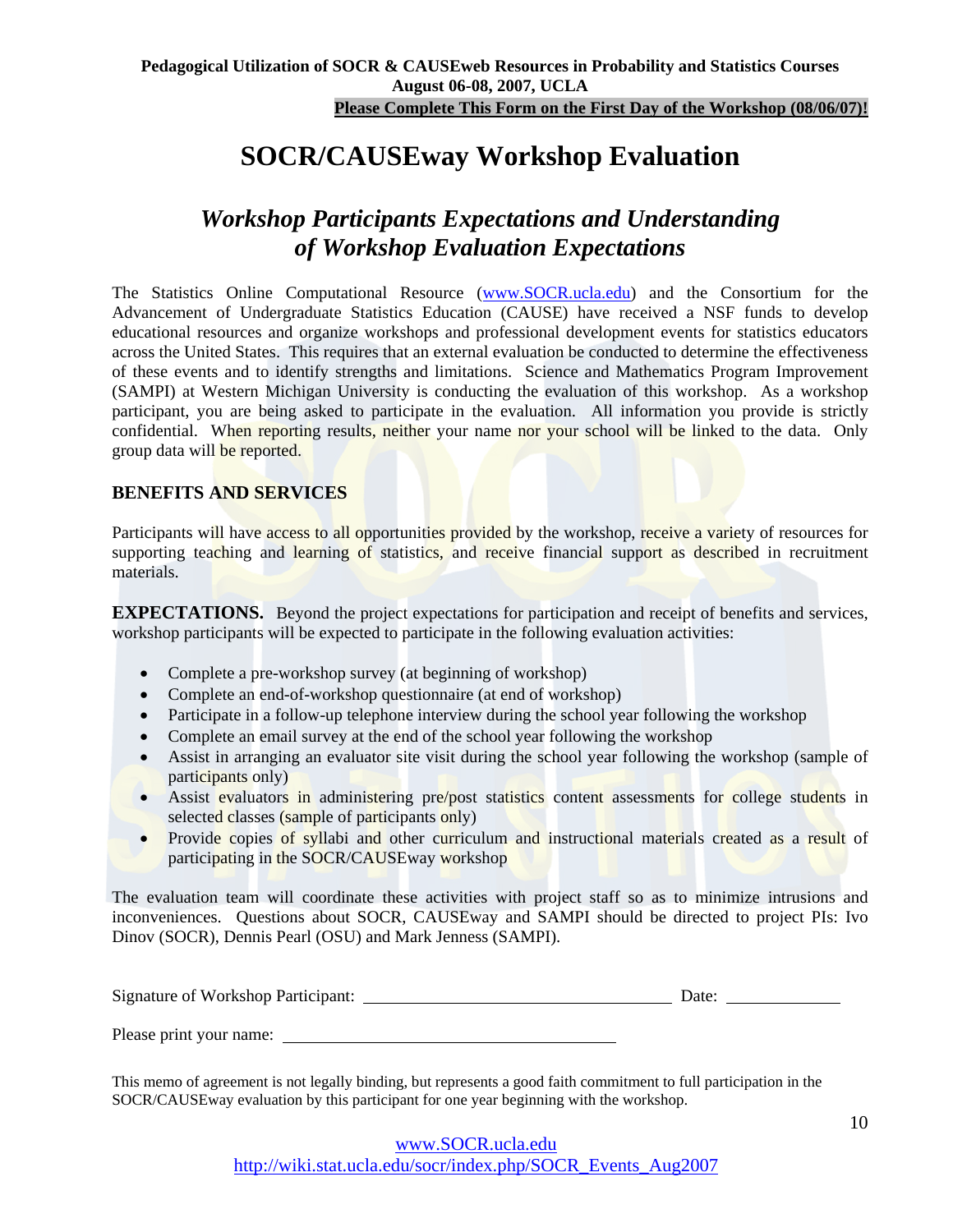**Pedagogical Utilization of SOCR & CAUSEweb Resources in Probability and Statistics Courses**
**August 06-08, 2007, UCLA**
**Please Complete This Form on the First Day of the Workshop (08/06/07)!**

# SOCR/CAUSEway Workshop Evaluation

## *Workshop Participants Expectations and Understanding of Workshop Evaluation Expectations*

The Statistics Online Computational Resource (www.SOCR.ucla.edu) and the Consortium for the Advancement of Undergraduate Statistics Education (CAUSE) have received a NSF funds to develop educational resources and organize workshops and professional development events for statistics educators across the United States. This requires that an external evaluation be conducted to determine the effectiveness of these events and to identify strengths and limitations. Science and Mathematics Program Improvement (SAMPI) at Western Michigan University is conducting the evaluation of this workshop. As a workshop participant, you are being asked to participate in the evaluation. All information you provide is strictly confidential. When reporting results, neither your name nor your school will be linked to the data. Only group data will be reported.

### BENEFITS AND SERVICES

Participants will have access to all opportunities provided by the workshop, receive a variety of resources for supporting teaching and learning of statistics, and receive financial support as described in recruitment materials.

**EXPECTATIONS.** Beyond the project expectations for participation and receipt of benefits and services, workshop participants will be expected to participate in the following evaluation activities:

- Complete a pre-workshop survey (at beginning of workshop)
- Complete an end-of-workshop questionnaire (at end of workshop)
- Participate in a follow-up telephone interview during the school year following the workshop
- Complete an email survey at the end of the school year following the workshop
- Assist in arranging an evaluator site visit during the school year following the workshop (sample of participants only)
- Assist evaluators in administering pre/post statistics content assessments for college students in selected classes (sample of participants only)
- Provide copies of syllabi and other curriculum and instructional materials created as a result of participating in the SOCR/CAUSEway workshop

The evaluation team will coordinate these activities with project staff so as to minimize intrusions and inconveniences. Questions about SOCR, CAUSEway and SAMPI should be directed to project PIs: Ivo Dinov (SOCR), Dennis Pearl (OSU) and Mark Jenness (SAMPI).

Signature of Workshop Participant: ______________________________ Date: ____________

Please print your name: ______________________________

This memo of agreement is not legally binding, but represents a good faith commitment to full participation in the SOCR/CAUSEway evaluation by this participant for one year beginning with the workshop.

www.SOCR.ucla.edu
http://wiki.stat.ucla.edu/socr/index.php/SOCR_Events_Aug2007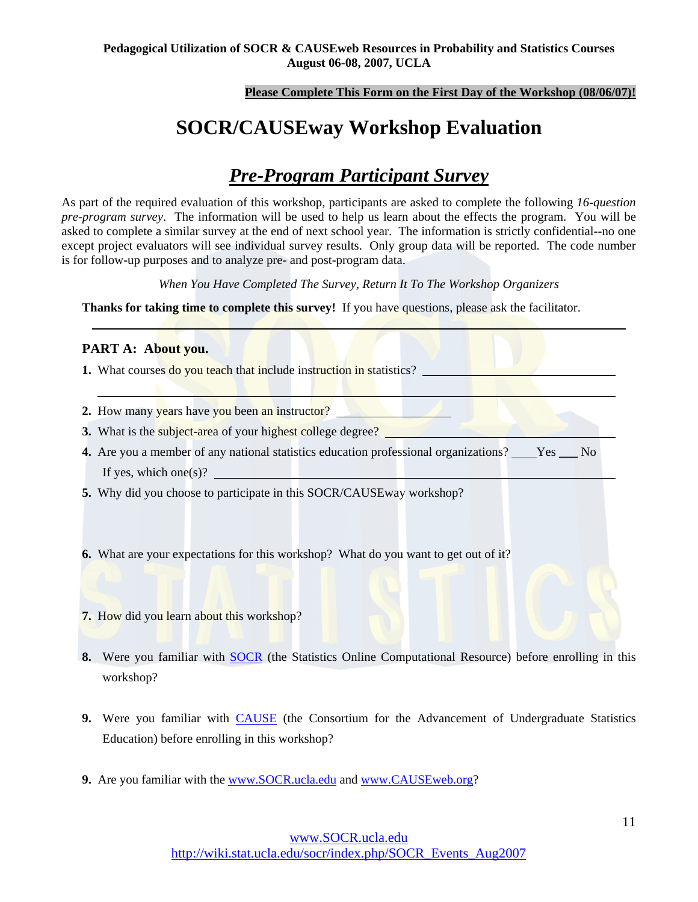**Pedagogical Utilization of SOCR & CAUSEweb Resources in Probability and Statistics Courses**
**August 06-08, 2007, UCLA**

**Please Complete This Form on the First Day of the Workshop (08/06/07)!**

# SOCR/CAUSEway Workshop Evaluation

## *Pre-Program Participant Survey*

As part of the required evaluation of this workshop, participants are asked to complete the following *16-question pre-program survey*. The information will be used to help us learn about the effects the program. You will be asked to complete a similar survey at the end of next school year. The information is strictly confidential--no one except project evaluators will see individual survey results. Only group data will be reported. The code number is for follow-up purposes and to analyze pre- and post-program data.

*When You Have Completed The Survey, Return It To The Workshop Organizers*

**Thanks for taking time to complete this survey!** If you have questions, please ask the facilitator.

---

**PART A: About you.**

1. What courses do you teach that include instruction in statistics? ____________________

   ________________________________________________

2. How many years have you been an instructor? ____________
3. What is the subject-area of your highest college degree? ____________________
4. Are you a member of any national statistics education professional organizations? ____Yes ___ No

   If yes, which one(s)? ____________________

5. Why did you choose to participate in this SOCR/CAUSEway workshop?

6. What are your expectations for this workshop? What do you want to get out of it?

7. How did you learn about this workshop?

8. Were you familiar with SOCR (the Statistics Online Computational Resource) before enrolling in this workshop?

9. Were you familiar with CAUSE (the Consortium for the Advancement of Undergraduate Statistics Education) before enrolling in this workshop?

9. Are you familiar with the www.SOCR.ucla.edu and www.CAUSEweb.org?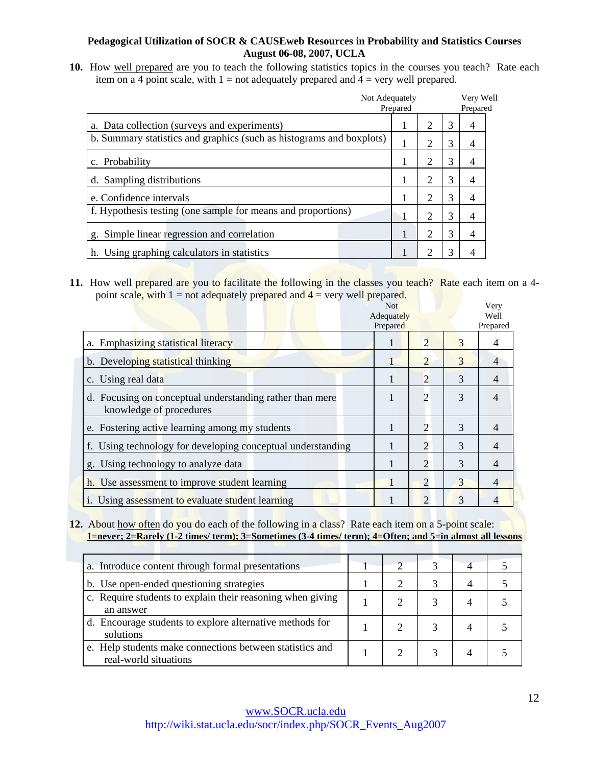**10.** How well prepared are you to teach the following statistics topics in the courses you teach? Rate each item on a 4 point scale, with 1 = not adequately prepared and 4 = very well prepared.

| | Not Adequately Prepared | | | Very Well Prepared |
|---|---|---|---|---|
| a. Data collection (surveys and experiments) | 1 | 2 | 3 | 4 |
| b. Summary statistics and graphics (such as histograms and boxplots) | 1 | 2 | 3 | 4 |
| c. Probability | 1 | 2 | 3 | 4 |
| d. Sampling distributions | 1 | 2 | 3 | 4 |
| e. Confidence intervals | 1 | 2 | 3 | 4 |
| f. Hypothesis testing (one sample for means and proportions) | 1 | 2 | 3 | 4 |
| g. Simple linear regression and correlation | 1 | 2 | 3 | 4 |
| h. Using graphing calculators in statistics | 1 | 2 | 3 | 4 |

**11.** How well prepared are you to facilitate the following in the classes you teach? Rate each item on a 4-point scale, with 1 = not adequately prepared and 4 = very well prepared.

| | Not Adequately Prepared | | | Very Well Prepared |
|---|---|---|---|---|
| a. Emphasizing statistical literacy | 1 | 2 | 3 | 4 |
| b. Developing statistical thinking | 1 | 2 | 3 | 4 |
| c. Using real data | 1 | 2 | 3 | 4 |
| d. Focusing on conceptual understanding rather than mere knowledge of procedures | 1 | 2 | 3 | 4 |
| e. Fostering active learning among my students | 1 | 2 | 3 | 4 |
| f. Using technology for developing conceptual understanding | 1 | 2 | 3 | 4 |
| g. Using technology to analyze data | 1 | 2 | 3 | 4 |
| h. Use assessment to improve student learning | 1 | 2 | 3 | 4 |
| i. Using assessment to evaluate student learning | 1 | 2 | 3 | 4 |

**12.** About how often do you do each of the following in a class? Rate each item on a 5-point scale:
**1=never; 2=Rarely (1-2 times/ term); 3=Sometimes (3-4 times/ term); 4=Often; and 5=in almost all lessons**

| | | | | | |
|---|---|---|---|---|---|
| a. Introduce content through formal presentations | 1 | 2 | 3 | 4 | 5 |
| b. Use open-ended questioning strategies | 1 | 2 | 3 | 4 | 5 |
| c. Require students to explain their reasoning when giving an answer | 1 | 2 | 3 | 4 | 5 |
| d. Encourage students to explore alternative methods for solutions | 1 | 2 | 3 | 4 | 5 |
| e. Help students make connections between statistics and real-world situations | 1 | 2 | 3 | 4 | 5 |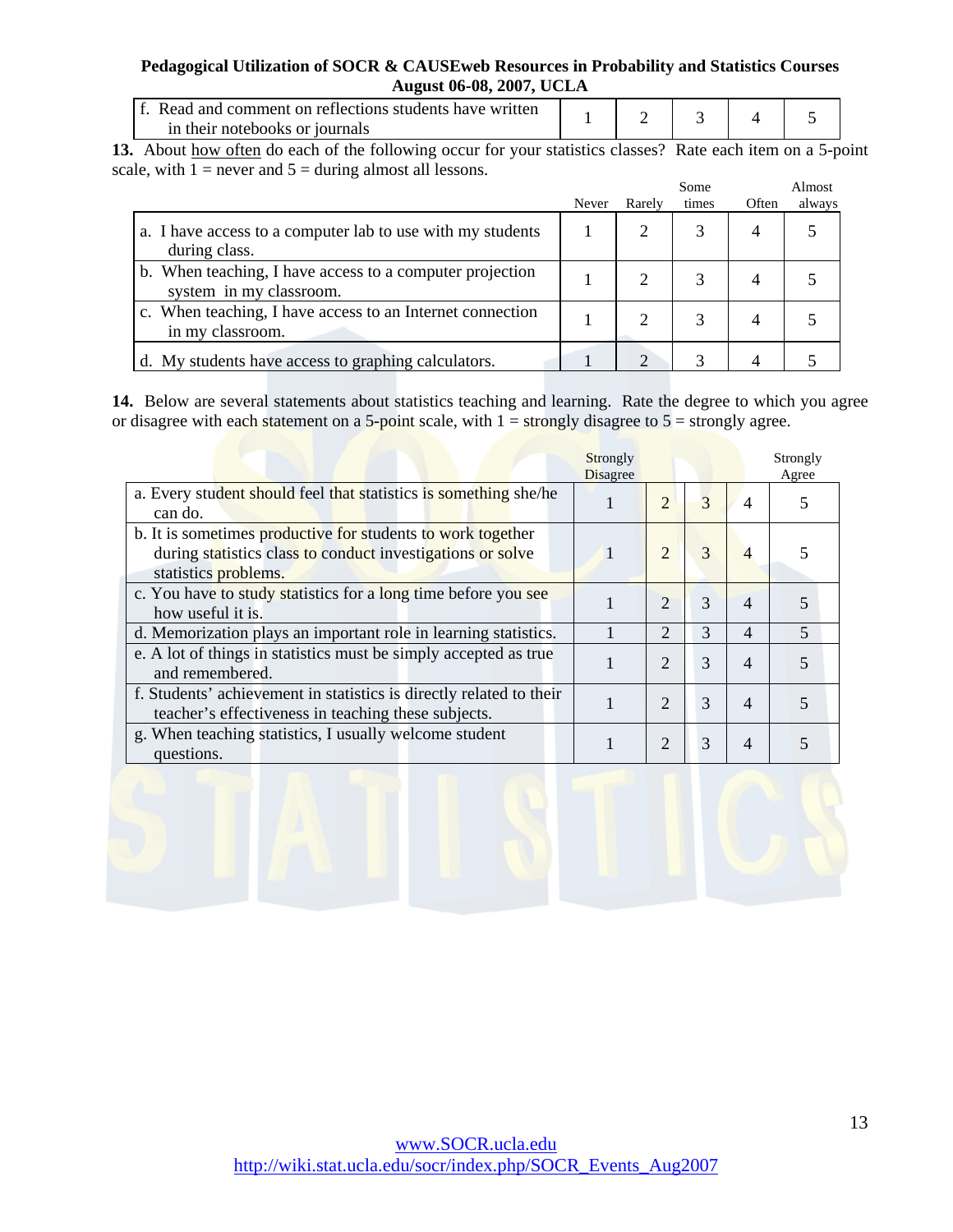| | | | | | |
|---|---|---|---|---|---|
| f. Read and comment on reflections students have written in their notebooks or journals | 1 | 2 | 3 | 4 | 5 |

**13.** About <u>how often</u> do each of the following occur for your statistics classes? Rate each item on a 5-point scale, with 1 = never and 5 = during almost all lessons.

| | Never | Rarely | Some times | Often | Almost always |
|---|---|---|---|---|---|
| a. I have access to a computer lab to use with my students during class. | 1 | 2 | 3 | 4 | 5 |
| b. When teaching, I have access to a computer projection system in my classroom. | 1 | 2 | 3 | 4 | 5 |
| c. When teaching, I have access to an Internet connection in my classroom. | 1 | 2 | 3 | 4 | 5 |
| d. My students have access to graphing calculators. | 1 | 2 | 3 | 4 | 5 |

**14.** Below are several statements about statistics teaching and learning. Rate the degree to which you agree or disagree with each statement on a 5-point scale, with 1 = strongly disagree to 5 = strongly agree.

| | Strongly Disagree | | | | Strongly Agree |
|---|---|---|---|---|---|
| a. Every student should feel that statistics is something she/he can do. | 1 | 2 | 3 | 4 | 5 |
| b. It is sometimes productive for students to work together during statistics class to conduct investigations or solve statistics problems. | 1 | 2 | 3 | 4 | 5 |
| c. You have to study statistics for a long time before you see how useful it is. | 1 | 2 | 3 | 4 | 5 |
| d. Memorization plays an important role in learning statistics. | 1 | 2 | 3 | 4 | 5 |
| e. A lot of things in statistics must be simply accepted as true and remembered. | 1 | 2 | 3 | 4 | 5 |
| f. Students' achievement in statistics is directly related to their teacher's effectiveness in teaching these subjects. | 1 | 2 | 3 | 4 | 5 |
| g. When teaching statistics, I usually welcome student questions. | 1 | 2 | 3 | 4 | 5 |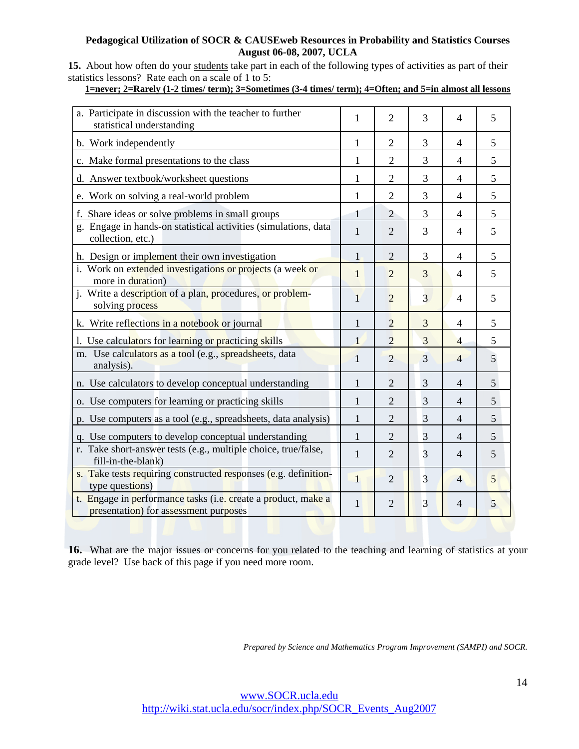**Pedagogical Utilization of SOCR & CAUSEweb Resources in Probability and Statistics Courses**
**August 06-08, 2007, UCLA**

**15.** About how often do your <u>students</u> take part in each of the following types of activities as part of their statistics lessons? Rate each on a scale of 1 to 5:

**<u>1=never; 2=Rarely (1-2 times/ term); 3=Sometimes (3-4 times/ term); 4=Often; and 5=in almost all lessons</u>**

| | | | | | |
|---|---|---|---|---|---|
| a. Participate in discussion with the teacher to further statistical understanding | 1 | 2 | 3 | 4 | 5 |
| b. Work independently | 1 | 2 | 3 | 4 | 5 |
| c. Make formal presentations to the class | 1 | 2 | 3 | 4 | 5 |
| d. Answer textbook/worksheet questions | 1 | 2 | 3 | 4 | 5 |
| e. Work on solving a real-world problem | 1 | 2 | 3 | 4 | 5 |
| f. Share ideas or solve problems in small groups | 1 | 2 | 3 | 4 | 5 |
| g. Engage in hands-on statistical activities (simulations, data collection, etc.) | 1 | 2 | 3 | 4 | 5 |
| h. Design or implement their own investigation | 1 | 2 | 3 | 4 | 5 |
| i. Work on extended investigations or projects (a week or more in duration) | 1 | 2 | 3 | 4 | 5 |
| j. Write a description of a plan, procedures, or problem-solving process | 1 | 2 | 3 | 4 | 5 |
| k. Write reflections in a notebook or journal | 1 | 2 | 3 | 4 | 5 |
| l. Use calculators for learning or practicing skills | 1 | 2 | 3 | 4 | 5 |
| m. Use calculators as a tool (e.g., spreadsheets, data analysis). | 1 | 2 | 3 | 4 | 5 |
| n. Use calculators to develop conceptual understanding | 1 | 2 | 3 | 4 | 5 |
| o. Use computers for learning or practicing skills | 1 | 2 | 3 | 4 | 5 |
| p. Use computers as a tool (e.g., spreadsheets, data analysis) | 1 | 2 | 3 | 4 | 5 |
| q. Use computers to develop conceptual understanding | 1 | 2 | 3 | 4 | 5 |
| r. Take short-answer tests (e.g., multiple choice, true/false, fill-in-the-blank) | 1 | 2 | 3 | 4 | 5 |
| s. Take tests requiring constructed responses (e.g. definition-type questions) | 1 | 2 | 3 | 4 | 5 |
| t. Engage in performance tasks (i.e. create a product, make a presentation) for assessment purposes | 1 | 2 | 3 | 4 | 5 |

**16.** What are the major issues or concerns for you related to the teaching and learning of statistics at your grade level? Use back of this page if you need more room.

*Prepared by Science and Mathematics Program Improvement (SAMPI) and SOCR.*

www.SOCR.ucla.edu
http://wiki.stat.ucla.edu/socr/index.php/SOCR_Events_Aug2007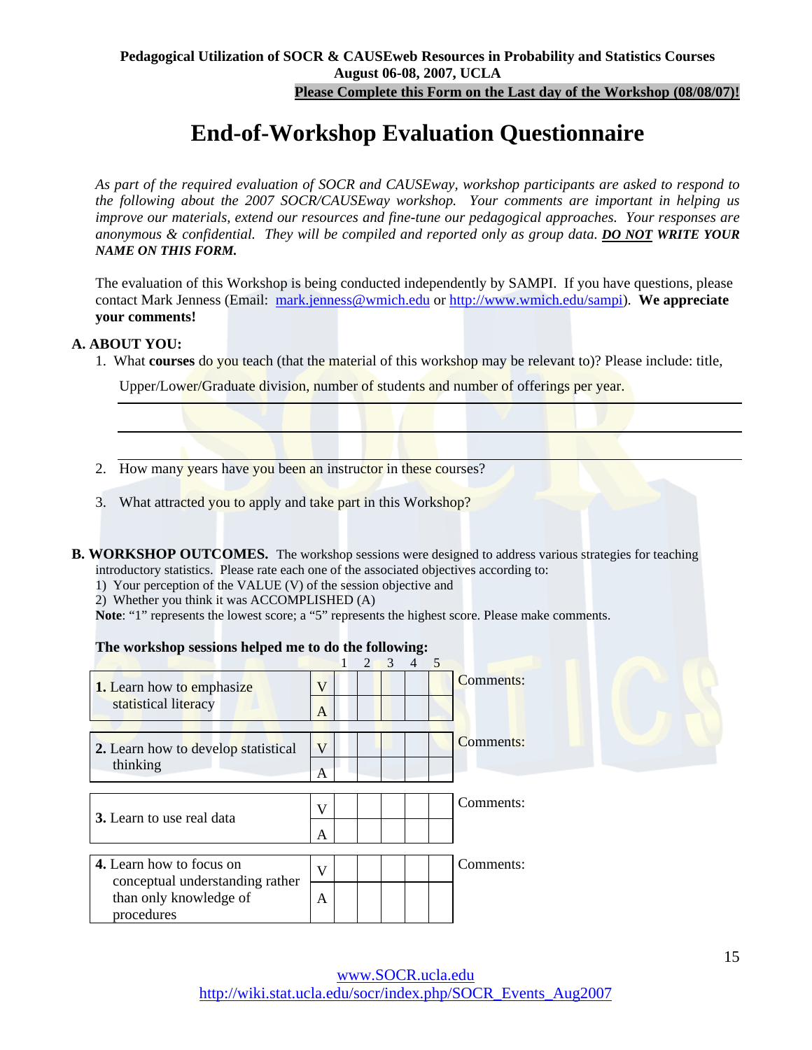**Pedagogical Utilization of SOCR & CAUSEweb Resources in Probability and Statistics Courses**
**August 06-08, 2007, UCLA**
**Please Complete this Form on the Last day of the Workshop (08/08/07)!**

# End-of-Workshop Evaluation Questionnaire

*As part of the required evaluation of SOCR and CAUSEway, workshop participants are asked to respond to the following about the 2007 SOCR/CAUSEway workshop. Your comments are important in helping us improve our materials, extend our resources and fine-tune our pedagogical approaches. Your responses are anonymous & confidential. They will be compiled and reported only as group data.* ***DO NOT WRITE YOUR NAME ON THIS FORM.***

The evaluation of this Workshop is being conducted independently by SAMPI. If you have questions, please contact Mark Jenness (Email: mark.jenness@wmich.edu or http://www.wmich.edu/sampi). **We appreciate your comments!**

## A. ABOUT YOU:

1. What **courses** do you teach (that the material of this workshop may be relevant to)? Please include: title, Upper/Lower/Graduate division, number of students and number of offerings per year.

______________________________________________

______________________________________________

______________________________________________

2. How many years have you been an instructor in these courses?

3. What attracted you to apply and take part in this Workshop?

## B. WORKSHOP OUTCOMES.

The workshop sessions were designed to address various strategies for teaching introductory statistics. Please rate each one of the associated objectives according to:

1) Your perception of the VALUE (V) of the session objective and
2) Whether you think it was ACCOMPLISHED (A)

**Note**: "1" represents the lowest score; a "5" represents the highest score. Please make comments.

**The workshop sessions helped me to do the following:**

| | | 1 | 2 | 3 | 4 | 5 | |
|---|---|---|---|---|---|---|---|
| **1.** Learn how to emphasize statistical literacy | V | | | | | | Comments: |
| | A | | | | | | |
| **2.** Learn how to develop statistical thinking | V | | | | | | Comments: |
| | A | | | | | | |
| **3.** Learn to use real data | V | | | | | | Comments: |
| | A | | | | | | |
| **4.** Learn how to focus on conceptual understanding rather than only knowledge of procedures | V | | | | | | Comments: |
| | A | | | | | | |

www.SOCR.ucla.edu
http://wiki.stat.ucla.edu/socr/index.php/SOCR_Events_Aug2007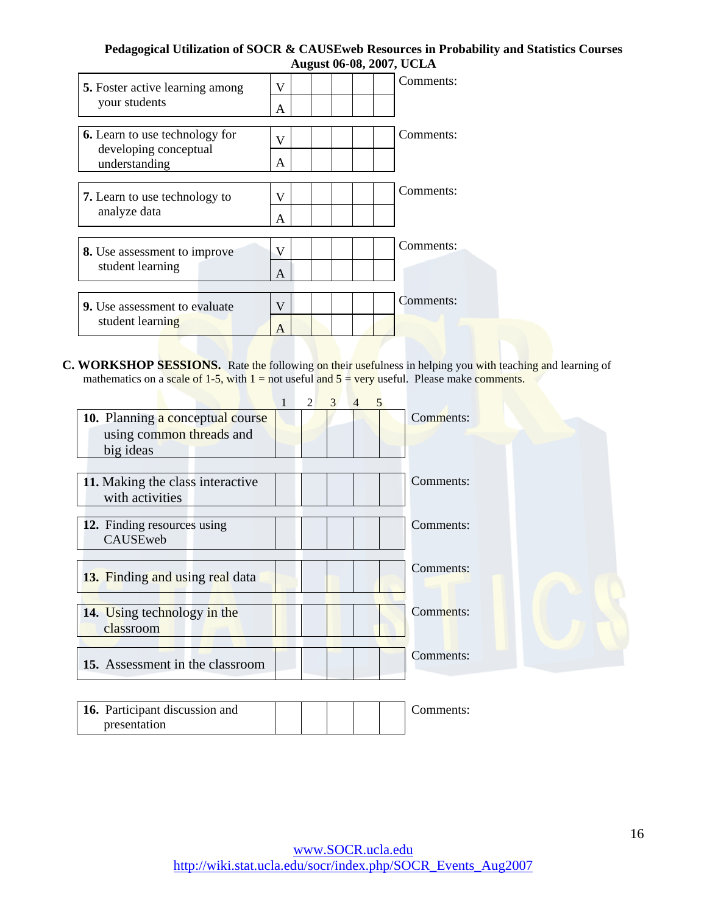| | | | | | | | Comments: |
|---|---|---|---|---|---|---|---|
| **5.** Foster active learning among your students | V | | | | | | Comments: |
| | A | | | | | | |
| **6.** Learn to use technology for developing conceptual understanding | V | | | | | | Comments: |
| | A | | | | | | |
| **7.** Learn to use technology to analyze data | V | | | | | | Comments: |
| | A | | | | | | |
| **8.** Use assessment to improve student learning | V | | | | | | Comments: |
| | A | | | | | | |
| **9.** Use assessment to evaluate student learning | V | | | | | | Comments: |
| | A | | | | | | |

**C. WORKSHOP SESSIONS.** Rate the following on their usefulness in helping you with teaching and learning of mathematics on a scale of 1-5, with 1 = not useful and 5 = very useful. Please make comments.

| | 1 | 2 | 3 | 4 | 5 | |
|---|---|---|---|---|---|---|
| **10.** Planning a conceptual course using common threads and big ideas | | | | | | Comments: |
| **11.** Making the class interactive with activities | | | | | | Comments: |
| **12.** Finding resources using CAUSEweb | | | | | | Comments: |
| **13.** Finding and using real data | | | | | | Comments: |
| **14.** Using technology in the classroom | | | | | | Comments: |
| **15.** Assessment in the classroom | | | | | | Comments: |
| **16.** Participant discussion and presentation | | | | | | Comments: |

www.SOCR.ucla.edu
http://wiki.stat.ucla.edu/socr/index.php/SOCR_Events_Aug2007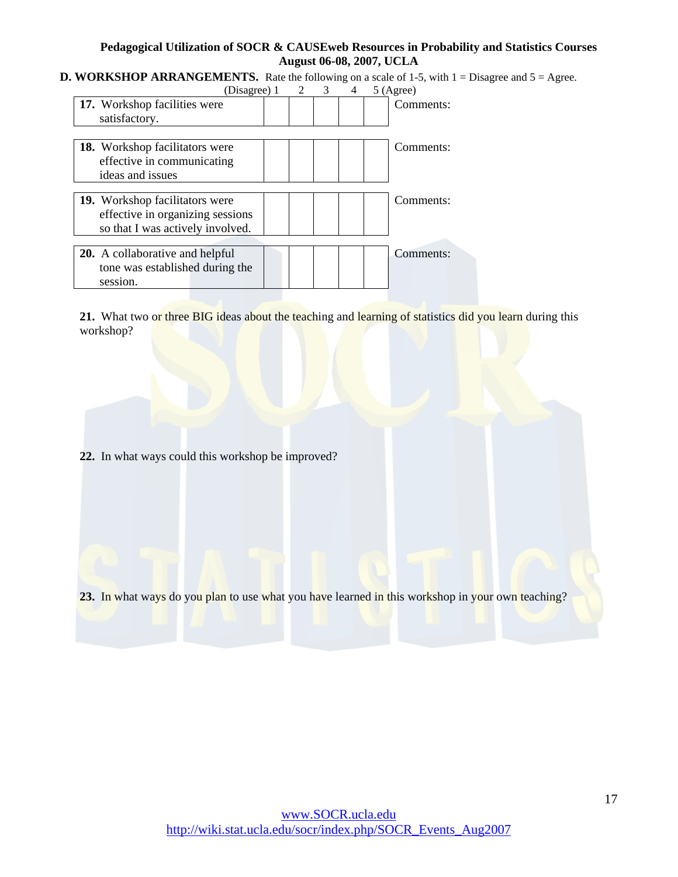**Pedagogical Utilization of SOCR & CAUSEweb Resources in Probability and Statistics Courses**
**August 06-08, 2007, UCLA**

**D. WORKSHOP ARRANGEMENTS.** Rate the following on a scale of 1-5, with 1 = Disagree and 5 = Agree.

| | (Disagree) 1 | 2 | 3 | 4 | 5 (Agree) | |
|---|---|---|---|---|---|---|
| **17.** Workshop facilities were satisfactory. | | | | | | Comments: |
| **18.** Workshop facilitators were effective in communicating ideas and issues | | | | | | Comments: |
| **19.** Workshop facilitators were effective in organizing sessions so that I was actively involved. | | | | | | Comments: |
| **20.** A collaborative and helpful tone was established during the session. | | | | | | Comments: |

**21.** What two or three BIG ideas about the teaching and learning of statistics did you learn during this workshop?

**22.** In what ways could this workshop be improved?

**23.** In what ways do you plan to use what you have learned in this workshop in your own teaching?

www.SOCR.ucla.edu
http://wiki.stat.ucla.edu/socr/index.php/SOCR_Events_Aug2007